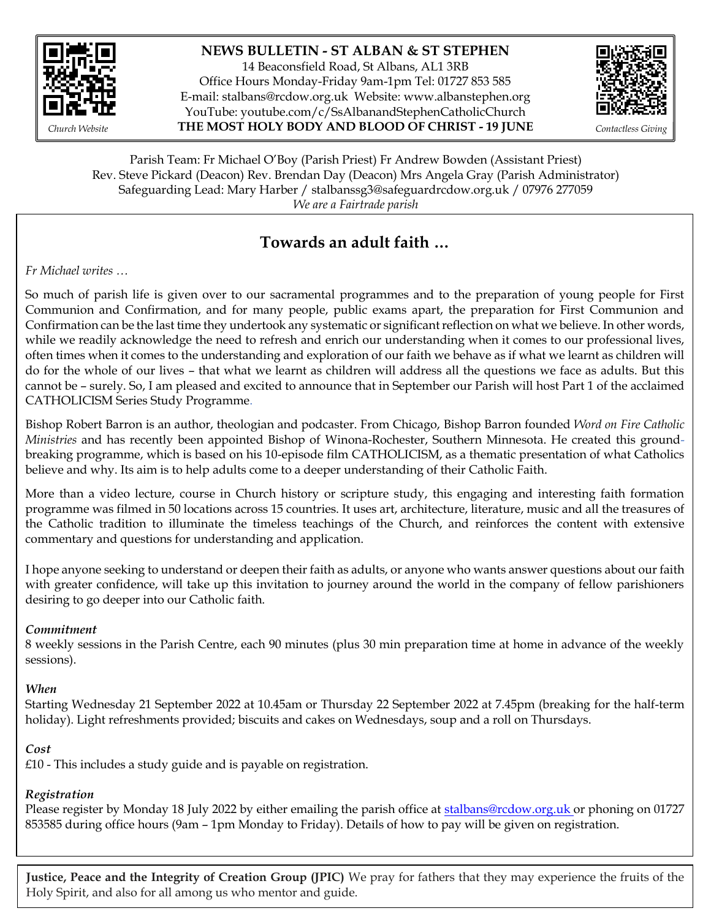**NEWS BULLETIN - ST ALBAN & ST STEPHEN**

14 Beaconsfield Road, St Albans, AL1 3RB
Office Hours Monday-Friday 9am-1pm Tel: 01727 853 585
E-mail: stalbans@rcdow.org.uk Website: www.albanstephen.org
YouTube: youtube.com/c/SsAlbanandStephenCatholicChurch

**THE MOST HOLY BODY AND BLOOD OF CHRIST - 19 JUNE**

*Church Website*

*Contactless Giving*

Parish Team: Fr Michael O'Boy (Parish Priest) Fr Andrew Bowden (Assistant Priest)
Rev. Steve Pickard (Deacon) Rev. Brendan Day (Deacon) Mrs Angela Gray (Parish Administrator)
Safeguarding Lead: Mary Harber / stalbanssg3@safeguardrcdow.org.uk / 07976 277059
*We are a Fairtrade parish*

## Towards an adult faith …

*Fr Michael writes …*

So much of parish life is given over to our sacramental programmes and to the preparation of young people for First Communion and Confirmation, and for many people, public exams apart, the preparation for First Communion and Confirmation can be the last time they undertook any systematic or significant reflection on what we believe. In other words, while we readily acknowledge the need to refresh and enrich our understanding when it comes to our professional lives, often times when it comes to the understanding and exploration of our faith we behave as if what we learnt as children will do for the whole of our lives – that what we learnt as children will address all the questions we face as adults. But this cannot be – surely. So, I am pleased and excited to announce that in September our Parish will host Part 1 of the acclaimed CATHOLICISM Series Study Programme.

Bishop Robert Barron is an author, theologian and podcaster. From Chicago, Bishop Barron founded *Word on Fire Catholic Ministries* and has recently been appointed Bishop of Winona-Rochester, Southern Minnesota. He created this ground-breaking programme, which is based on his 10-episode film CATHOLICISM, as a thematic presentation of what Catholics believe and why. Its aim is to help adults come to a deeper understanding of their Catholic Faith.

More than a video lecture, course in Church history or scripture study, this engaging and interesting faith formation programme was filmed in 50 locations across 15 countries. It uses art, architecture, literature, music and all the treasures of the Catholic tradition to illuminate the timeless teachings of the Church, and reinforces the content with extensive commentary and questions for understanding and application.

I hope anyone seeking to understand or deepen their faith as adults, or anyone who wants answer questions about our faith with greater confidence, will take up this invitation to journey around the world in the company of fellow parishioners desiring to go deeper into our Catholic faith.

***Commitment***
8 weekly sessions in the Parish Centre, each 90 minutes (plus 30 min preparation time at home in advance of the weekly sessions).

***When***
Starting Wednesday 21 September 2022 at 10.45am or Thursday 22 September 2022 at 7.45pm (breaking for the half-term holiday). Light refreshments provided; biscuits and cakes on Wednesdays, soup and a roll on Thursdays.

***Cost***
£10 - This includes a study guide and is payable on registration.

***Registration***
Please register by Monday 18 July 2022 by either emailing the parish office at stalbans@rcdow.org.uk or phoning on 01727 853585 during office hours (9am – 1pm Monday to Friday). Details of how to pay will be given on registration.

**Justice, Peace and the Integrity of Creation Group (JPIC)** We pray for fathers that they may experience the fruits of the Holy Spirit, and also for all among us who mentor and guide.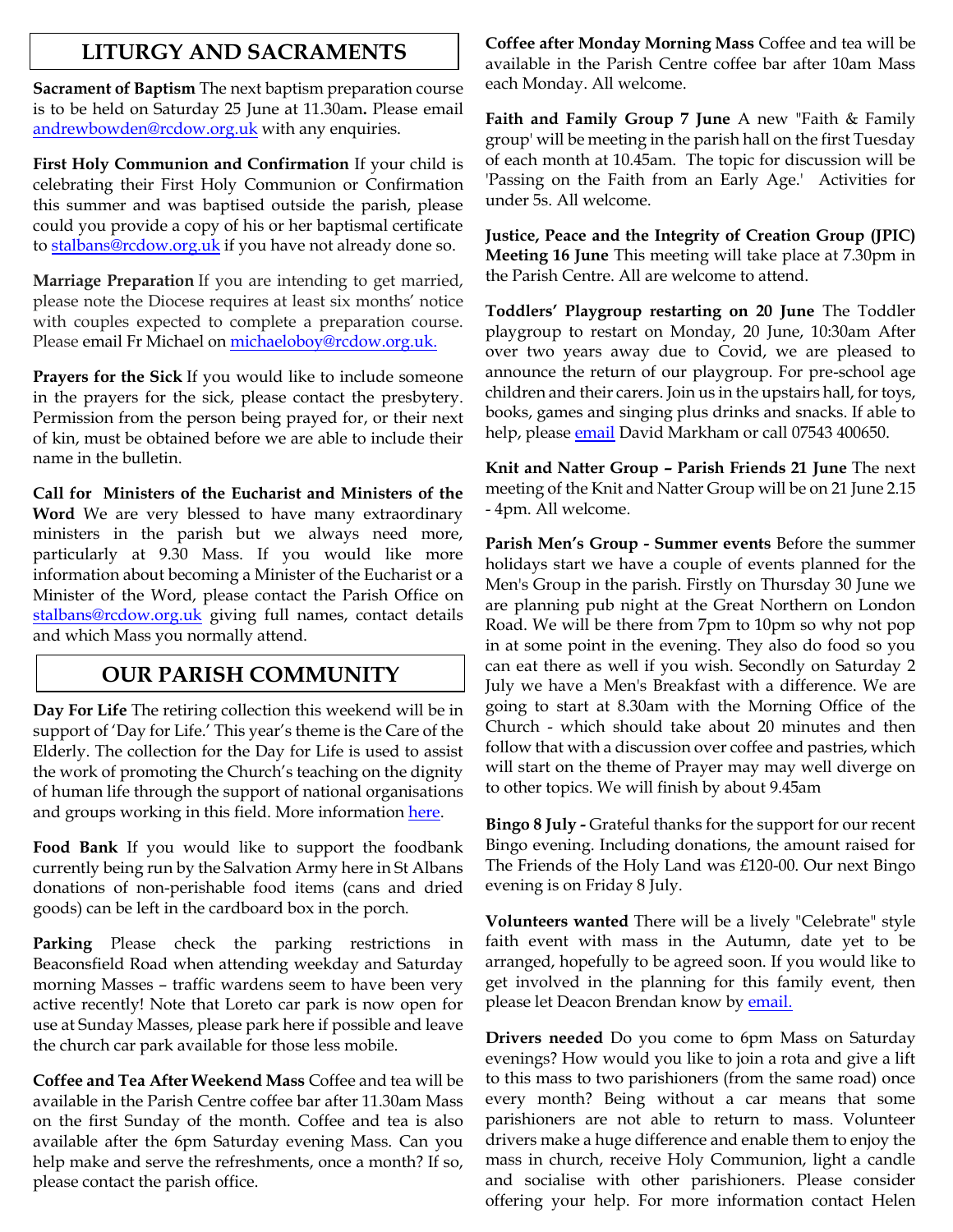## LITURGY AND SACRAMENTS

**Sacrament of Baptism** The next baptism preparation course is to be held on Saturday 25 June at 11.30am**.** Please email andrewbowden@rcdow.org.uk with any enquiries.

**First Holy Communion and Confirmation** If your child is celebrating their First Holy Communion or Confirmation this summer and was baptised outside the parish, please could you provide a copy of his or her baptismal certificate to stalbans@rcdow.org.uk if you have not already done so.

**Marriage Preparation** If you are intending to get married, please note the Diocese requires at least six months' notice with couples expected to complete a preparation course. Please email Fr Michael on michaeloboy@rcdow.org.uk.

**Prayers for the Sick** If you would like to include someone in the prayers for the sick, please contact the presbytery. Permission from the person being prayed for, or their next of kin, must be obtained before we are able to include their name in the bulletin.

**Call for Ministers of the Eucharist and Ministers of the Word** We are very blessed to have many extraordinary ministers in the parish but we always need more, particularly at 9.30 Mass. If you would like more information about becoming a Minister of the Eucharist or a Minister of the Word, please contact the Parish Office on stalbans@rcdow.org.uk giving full names, contact details and which Mass you normally attend.

## OUR PARISH COMMUNITY

**Day For Life** The retiring collection this weekend will be in support of 'Day for Life.' This year's theme is the Care of the Elderly. The collection for the Day for Life is used to assist the work of promoting the Church's teaching on the dignity of human life through the support of national organisations and groups working in this field. More information here.

**Food Bank** If you would like to support the foodbank currently being run by the Salvation Army here in St Albans donations of non-perishable food items (cans and dried goods) can be left in the cardboard box in the porch.

**Parking** Please check the parking restrictions in Beaconsfield Road when attending weekday and Saturday morning Masses – traffic wardens seem to have been very active recently! Note that Loreto car park is now open for use at Sunday Masses, please park here if possible and leave the church car park available for those less mobile.

**Coffee and Tea After Weekend Mass** Coffee and tea will be available in the Parish Centre coffee bar after 11.30am Mass on the first Sunday of the month. Coffee and tea is also available after the 6pm Saturday evening Mass. Can you help make and serve the refreshments, once a month? If so, please contact the parish office.

**Coffee after Monday Morning Mass** Coffee and tea will be available in the Parish Centre coffee bar after 10am Mass each Monday. All welcome.

**Faith and Family Group 7 June** A new "Faith & Family group' will be meeting in the parish hall on the first Tuesday of each month at 10.45am. The topic for discussion will be 'Passing on the Faith from an Early Age.' Activities for under 5s. All welcome.

**Justice, Peace and the Integrity of Creation Group (JPIC) Meeting 16 June** This meeting will take place at 7.30pm in the Parish Centre. All are welcome to attend.

**Toddlers' Playgroup restarting on 20 June** The Toddler playgroup to restart on Monday, 20 June, 10:30am After over two years away due to Covid, we are pleased to announce the return of our playgroup. For pre-school age children and their carers. Join us in the upstairs hall, for toys, books, games and singing plus drinks and snacks. If able to help, please email David Markham or call 07543 400650.

**Knit and Natter Group – Parish Friends 21 June** The next meeting of the Knit and Natter Group will be on 21 June 2.15 - 4pm. All welcome.

**Parish Men's Group - Summer events** Before the summer holidays start we have a couple of events planned for the Men's Group in the parish. Firstly on Thursday 30 June we are planning pub night at the Great Northern on London Road. We will be there from 7pm to 10pm so why not pop in at some point in the evening. They also do food so you can eat there as well if you wish. Secondly on Saturday 2 July we have a Men's Breakfast with a difference. We are going to start at 8.30am with the Morning Office of the Church - which should take about 20 minutes and then follow that with a discussion over coffee and pastries, which will start on the theme of Prayer may may well diverge on to other topics. We will finish by about 9.45am

**Bingo 8 July -** Grateful thanks for the support for our recent Bingo evening. Including donations, the amount raised for The Friends of the Holy Land was £120-00. Our next Bingo evening is on Friday 8 July.

**Volunteers wanted** There will be a lively "Celebrate" style faith event with mass in the Autumn, date yet to be arranged, hopefully to be agreed soon. If you would like to get involved in the planning for this family event, then please let Deacon Brendan know by email.

**Drivers needed** Do you come to 6pm Mass on Saturday evenings? How would you like to join a rota and give a lift to this mass to two parishioners (from the same road) once every month? Being without a car means that some parishioners are not able to return to mass. Volunteer drivers make a huge difference and enable them to enjoy the mass in church, receive Holy Communion, light a candle and socialise with other parishioners. Please consider offering your help. For more information contact Helen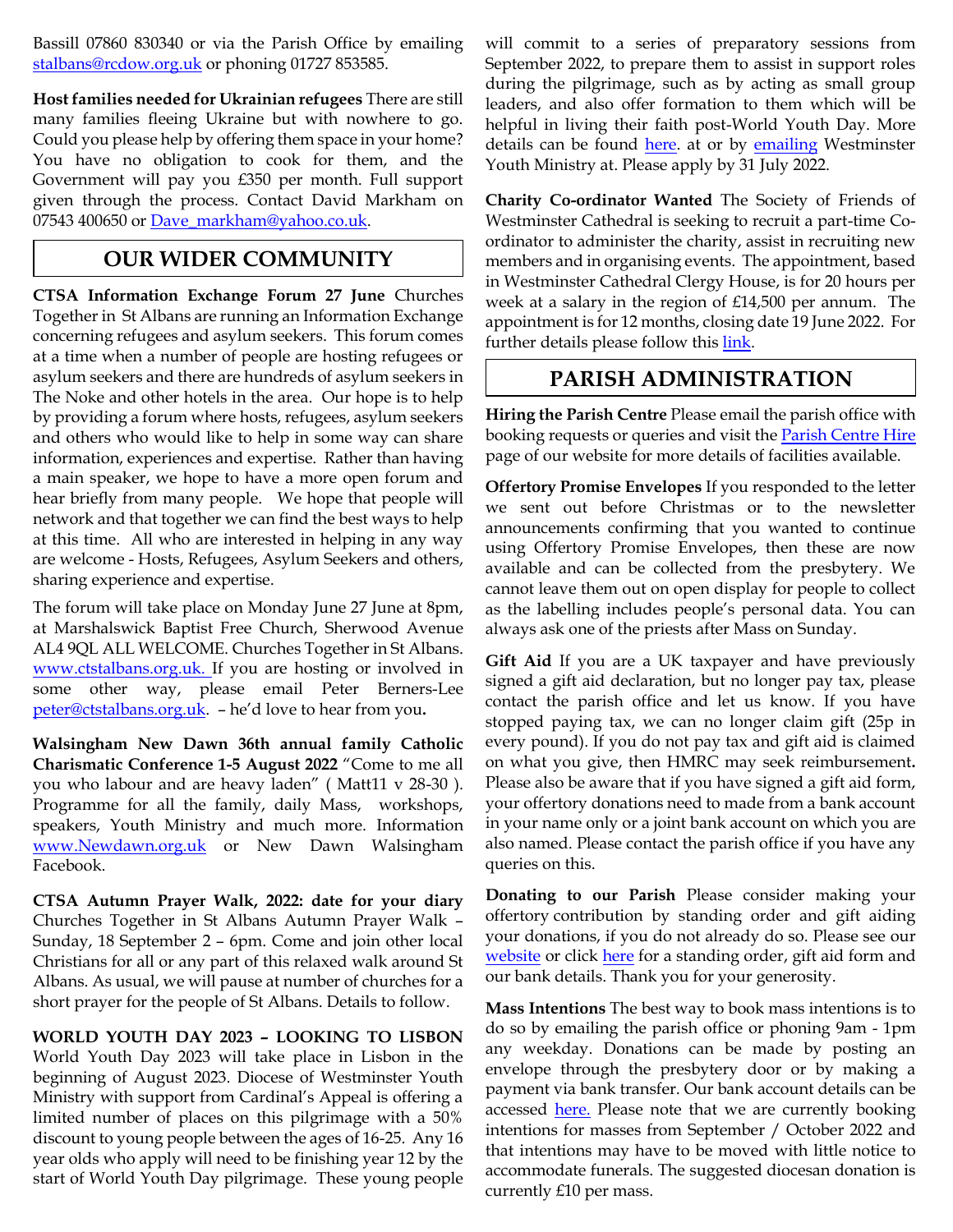Bassill 07860 830340 or via the Parish Office by emailing [stalbans@rcdow.org.uk](mailto:stalbans@rcdow.org.uk) or phoning 01727 853585.

**Host families needed for Ukrainian refugees** There are still many families fleeing Ukraine but with nowhere to go. Could you please help by offering them space in your home? You have no obligation to cook for them, and the Government will pay you £350 per month. Full support given through the process. Contact David Markham on 07543 400650 or [Dave_markham@yahoo.co.uk](mailto:Dave_markham@yahoo.co.uk).

## OUR WIDER COMMUNITY

**CTSA Information Exchange Forum 27 June** Churches Together in St Albans are running an Information Exchange concerning refugees and asylum seekers. This forum comes at a time when a number of people are hosting refugees or asylum seekers and there are hundreds of asylum seekers in The Noke and other hotels in the area. Our hope is to help by providing a forum where hosts, refugees, asylum seekers and others who would like to help in some way can share information, experiences and expertise. Rather than having a main speaker, we hope to have a more open forum and hear briefly from many people. We hope that people will network and that together we can find the best ways to help at this time. All who are interested in helping in any way are welcome - Hosts, Refugees, Asylum Seekers and others, sharing experience and expertise.

The forum will take place on Monday June 27 June at 8pm, at Marshalswick Baptist Free Church, Sherwood Avenue AL4 9QL ALL WELCOME. Churches Together in St Albans. [www.ctstalbans.org.uk.](http://www.ctstalbans.org.uk) If you are hosting or involved in some other way, please email Peter Berners-Lee [peter@ctstalbans.org.uk](mailto:peter@ctstalbans.org.uk). – he'd love to hear from you**.**

**Walsingham New Dawn 36th annual family Catholic Charismatic Conference 1-5 August 2022** "Come to me all you who labour and are heavy laden" ( Matt11 v 28-30 ). Programme for all the family, daily Mass, workshops, speakers, Youth Ministry and much more. Information [www.Newdawn.org.uk](http://www.Newdawn.org.uk) or New Dawn Walsingham Facebook.

**CTSA Autumn Prayer Walk, 2022: date for your diary** Churches Together in St Albans Autumn Prayer Walk – Sunday, 18 September 2 – 6pm. Come and join other local Christians for all or any part of this relaxed walk around St Albans. As usual, we will pause at number of churches for a short prayer for the people of St Albans. Details to follow.

**WORLD YOUTH DAY 2023 – LOOKING TO LISBON** World Youth Day 2023 will take place in Lisbon in the beginning of August 2023. Diocese of Westminster Youth Ministry with support from Cardinal's Appeal is offering a limited number of places on this pilgrimage with a 50% discount to young people between the ages of 16-25. Any 16 year olds who apply will need to be finishing year 12 by the start of World Youth Day pilgrimage. These young people will commit to a series of preparatory sessions from September 2022, to prepare them to assist in support roles during the pilgrimage, such as by acting as small group leaders, and also offer formation to them which will be helpful in living their faith post-World Youth Day. More details can be found here. at or by emailing Westminster Youth Ministry at. Please apply by 31 July 2022.

**Charity Co-ordinator Wanted** The Society of Friends of Westminster Cathedral is seeking to recruit a part-time Co-ordinator to administer the charity, assist in recruiting new members and in organising events. The appointment, based in Westminster Cathedral Clergy House, is for 20 hours per week at a salary in the region of £14,500 per annum. The appointment is for 12 months, closing date 19 June 2022. For further details please follow this link.

## PARISH ADMINISTRATION

**Hiring the Parish Centre** Please email the parish office with booking requests or queries and visit the Parish Centre Hire page of our website for more details of facilities available.

**Offertory Promise Envelopes** If you responded to the letter we sent out before Christmas or to the newsletter announcements confirming that you wanted to continue using Offertory Promise Envelopes, then these are now available and can be collected from the presbytery. We cannot leave them out on open display for people to collect as the labelling includes people's personal data. You can always ask one of the priests after Mass on Sunday.

**Gift Aid** If you are a UK taxpayer and have previously signed a gift aid declaration, but no longer pay tax, please contact the parish office and let us know. If you have stopped paying tax, we can no longer claim gift (25p in every pound). If you do not pay tax and gift aid is claimed on what you give, then HMRC may seek reimbursement**.** Please also be aware that if you have signed a gift aid form, your offertory donations need to made from a bank account in your name only or a joint bank account on which you are also named. Please contact the parish office if you have any queries on this.

**Donating to our Parish** Please consider making your offertory contribution by standing order and gift aiding your donations, if you do not already do so. Please see our website or click here for a standing order, gift aid form and our bank details. Thank you for your generosity.

**Mass Intentions** The best way to book mass intentions is to do so by emailing the parish office or phoning 9am - 1pm any weekday. Donations can be made by posting an envelope through the presbytery door or by making a payment via bank transfer. Our bank account details can be accessed here. Please note that we are currently booking intentions for masses from September / October 2022 and that intentions may have to be moved with little notice to accommodate funerals. The suggested diocesan donation is currently £10 per mass.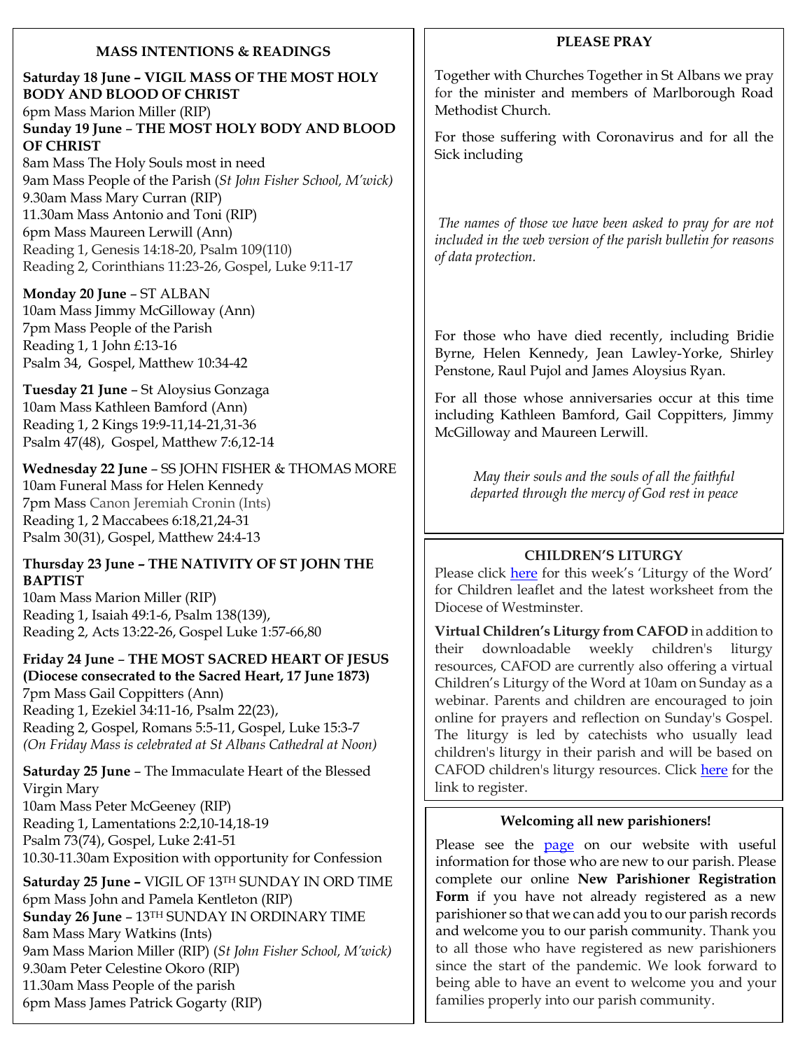## MASS INTENTIONS & READINGS

**Saturday 18 June – VIGIL MASS OF THE MOST HOLY BODY AND BLOOD OF CHRIST**
6pm Mass Marion Miller (RIP)
**Sunday 19 June – THE MOST HOLY BODY AND BLOOD OF CHRIST**
8am Mass The Holy Souls most in need
9am Mass People of the Parish (*St John Fisher School, M'wick)*
9.30am Mass Mary Curran (RIP)
11.30am Mass Antonio and Toni (RIP)
6pm Mass Maureen Lerwill (Ann)
Reading 1, Genesis 14:18-20, Psalm 109(110)
Reading 2, Corinthians 11:23-26, Gospel, Luke 9:11-17

**Monday 20 June** – ST ALBAN
10am Mass Jimmy McGilloway (Ann)
7pm Mass People of the Parish
Reading 1, 1 John £:13-16
Psalm 34, Gospel, Matthew 10:34-42

**Tuesday 21 June** – St Aloysius Gonzaga
10am Mass Kathleen Bamford (Ann)
Reading 1, 2 Kings 19:9-11,14-21,31-36
Psalm 47(48), Gospel, Matthew 7:6,12-14

**Wednesday 22 June** – SS JOHN FISHER & THOMAS MORE
10am Funeral Mass for Helen Kennedy
7pm Mass Canon Jeremiah Cronin (Ints)
Reading 1, 2 Maccabees 6:18,21,24-31
Psalm 30(31), Gospel, Matthew 24:4-13

**Thursday 23 June – THE NATIVITY OF ST JOHN THE BAPTIST**
10am Mass Marion Miller (RIP)
Reading 1, Isaiah 49:1-6, Psalm 138(139),
Reading 2, Acts 13:22-26, Gospel Luke 1:57-66,80

**Friday 24 June – THE MOST SACRED HEART OF JESUS (Diocese consecrated to the Sacred Heart, 17 June 1873)**
7pm Mass Gail Coppitters (Ann)
Reading 1, Ezekiel 34:11-16, Psalm 22(23),
Reading 2, Gospel, Romans 5:5-11, Gospel, Luke 15:3-7
*(On Friday Mass is celebrated at St Albans Cathedral at Noon)*

**Saturday 25 June** – The Immaculate Heart of the Blessed Virgin Mary
10am Mass Peter McGeeney (RIP)
Reading 1, Lamentations 2:2,10-14,18-19
Psalm 73(74), Gospel, Luke 2:41-51
10.30-11.30am Exposition with opportunity for Confession

**Saturday 25 June –** VIGIL OF 13TH SUNDAY IN ORD TIME
6pm Mass John and Pamela Kentleton (RIP)
**Sunday 26 June** – 13TH SUNDAY IN ORDINARY TIME
8am Mass Mary Watkins (Ints)
9am Mass Marion Miller (RIP) (*St John Fisher School, M'wick)*
9.30am Peter Celestine Okoro (RIP)
11.30am Mass People of the parish
6pm Mass James Patrick Gogarty (RIP)

## PLEASE PRAY

Together with Churches Together in St Albans we pray for the minister and members of Marlborough Road Methodist Church.

For those suffering with Coronavirus and for all the Sick including

*The names of those we have been asked to pray for are not included in the web version of the parish bulletin for reasons of data protection.*

For those who have died recently, including Bridie Byrne, Helen Kennedy, Jean Lawley-Yorke, Shirley Penstone, Raul Pujol and James Aloysius Ryan.

For all those whose anniversaries occur at this time including Kathleen Bamford, Gail Coppitters, Jimmy McGilloway and Maureen Lerwill.

*May their souls and the souls of all the faithful departed through the mercy of God rest in peace*

## CHILDREN'S LITURGY

Please click here for this week's 'Liturgy of the Word' for Children leaflet and the latest worksheet from the Diocese of Westminster.

**Virtual Children's Liturgy from CAFOD** in addition to their downloadable weekly children's liturgy resources, CAFOD are currently also offering a virtual Children's Liturgy of the Word at 10am on Sunday as a webinar. Parents and children are encouraged to join online for prayers and reflection on Sunday's Gospel. The liturgy is led by catechists who usually lead children's liturgy in their parish and will be based on CAFOD children's liturgy resources. Click here for the link to register.

## Welcoming all new parishioners!

Please see the page on our website with useful information for those who are new to our parish. Please complete our online **New Parishioner Registration Form** if you have not already registered as a new parishioner so that we can add you to our parish records and welcome you to our parish community. Thank you to all those who have registered as new parishioners since the start of the pandemic. We look forward to being able to have an event to welcome you and your families properly into our parish community.